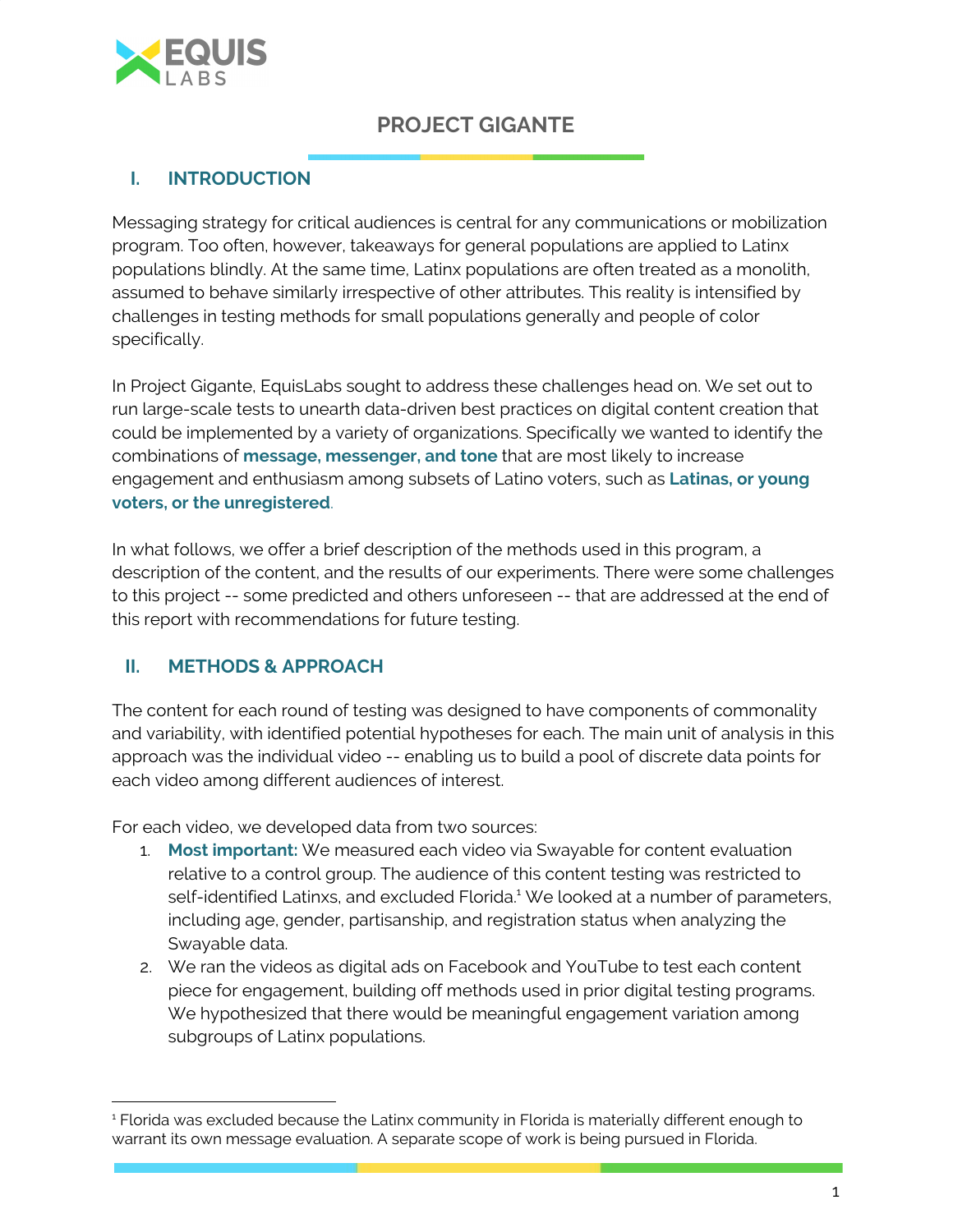# PROJECT GIGANTE

## I. INTRODUCTION

Messaging strategy for critical audiences is central for any communications or mobilization program. Too often, however, takeaways for general populations are applied to Latinx populations blindly. At the same time, Latinx populations are often treated as a monolith, assumed to behave similarly irrespective of other attributes. This reality is intensified by challenges in testing methods for small populations generally and people of color specifically.

In Project Gigante, EquisLabs sought to address these challenges head on. We set out to run large-scale tests to unearth data-driven best practices on digital content creation that could be implemented by a variety of organizations. Specifically we wanted to identify the combinations of **message, messenger, and tone** that are most likely to increase engagement and enthusiasm among subsets of Latino voters, such as **Latinas, or young voters, or the unregistered**.

In what follows, we offer a brief description of the methods used in this program, a description of the content, and the results of our experiments. There were some challenges to this project -- some predicted and others unforeseen -- that are addressed at the end of this report with recommendations for future testing.

## II. METHODS & APPROACH

The content for each round of testing was designed to have components of commonality and variability, with identified potential hypotheses for each. The main unit of analysis in this approach was the individual video -- enabling us to build a pool of discrete data points for each video among different audiences of interest.

For each video, we developed data from two sources:

1. **Most important:** We measured each video via Swayable for content evaluation relative to a control group. The audience of this content testing was restricted to self-identified Latinxs, and excluded Florida.[1] We looked at a number of parameters, including age, gender, partisanship, and registration status when analyzing the Swayable data.
2. We ran the videos as digital ads on Facebook and YouTube to test each content piece for engagement, building off methods used in prior digital testing programs. We hypothesized that there would be meaningful engagement variation among subgroups of Latinx populations.

[1] Florida was excluded because the Latinx community in Florida is materially different enough to warrant its own message evaluation. A separate scope of work is being pursued in Florida.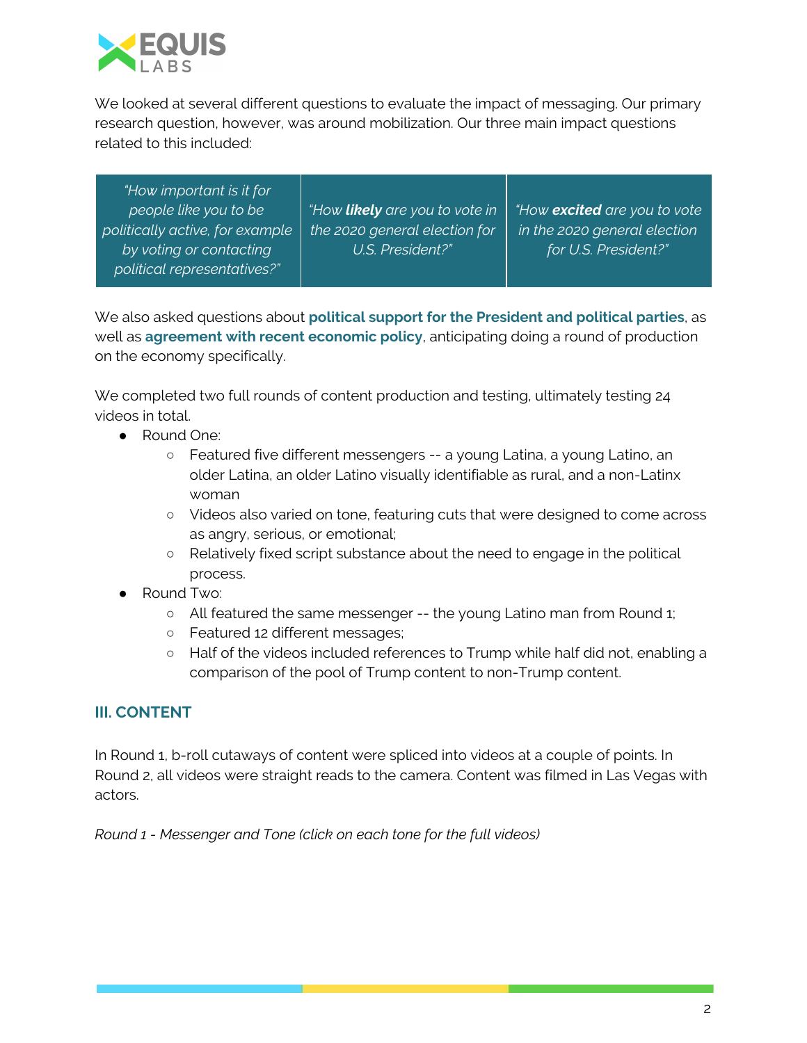We looked at several different questions to evaluate the impact of messaging. Our primary research question, however, was around mobilization. Our three main impact questions related to this included:

| *"How important is it for people like you to be politically active, for example by voting or contacting political representatives?"* | *"How **likely** are you to vote in the 2020 general election for U.S. President?"* | *"How **excited** are you to vote in the 2020 general election for U.S. President?"* |
| --- | --- | --- |

We also asked questions about **political support for the President and political parties**, as well as **agreement with recent economic policy**, anticipating doing a round of production on the economy specifically.

We completed two full rounds of content production and testing, ultimately testing 24 videos in total.

- Round One:
  - Featured five different messengers -- a young Latina, a young Latino, an older Latina, an older Latino visually identifiable as rural, and a non-Latinx woman
  - Videos also varied on tone, featuring cuts that were designed to come across as angry, serious, or emotional;
  - Relatively fixed script substance about the need to engage in the political process.
- Round Two:
  - All featured the same messenger -- the young Latino man from Round 1;
  - Featured 12 different messages;
  - Half of the videos included references to Trump while half did not, enabling a comparison of the pool of Trump content to non-Trump content.

## III. CONTENT

In Round 1, b-roll cutaways of content were spliced into videos at a couple of points. In Round 2, all videos were straight reads to the camera. Content was filmed in Las Vegas with actors.

*Round 1 - Messenger and Tone (click on each tone for the full videos)*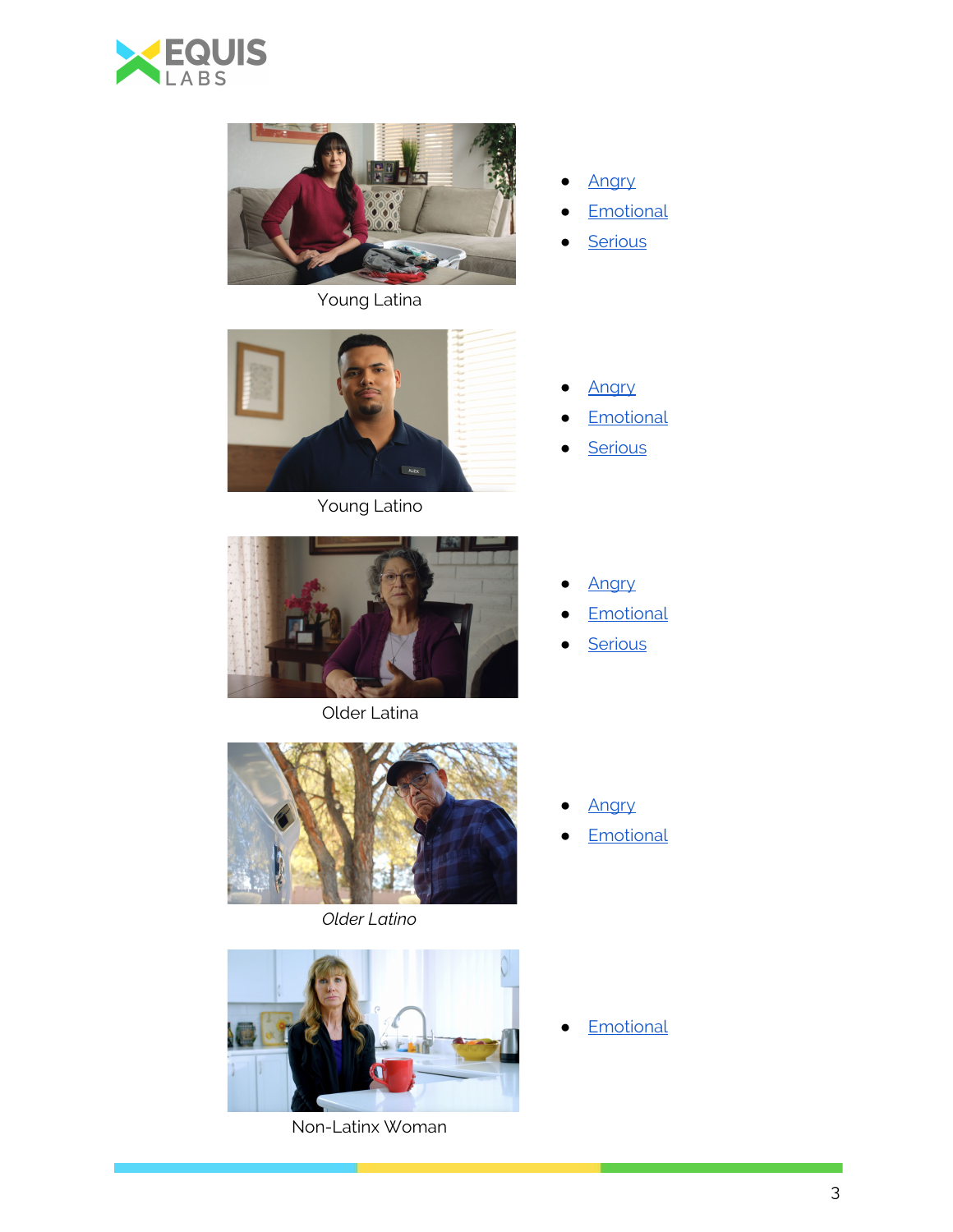Young Latina

- Angry
- Emotional
- Serious

Young Latino

- Angry
- Emotional
- Serious

Older Latina

- Angry
- Emotional
- Serious

*Older Latino*

- Angry
- Emotional

Non-Latinx Woman

- Emotional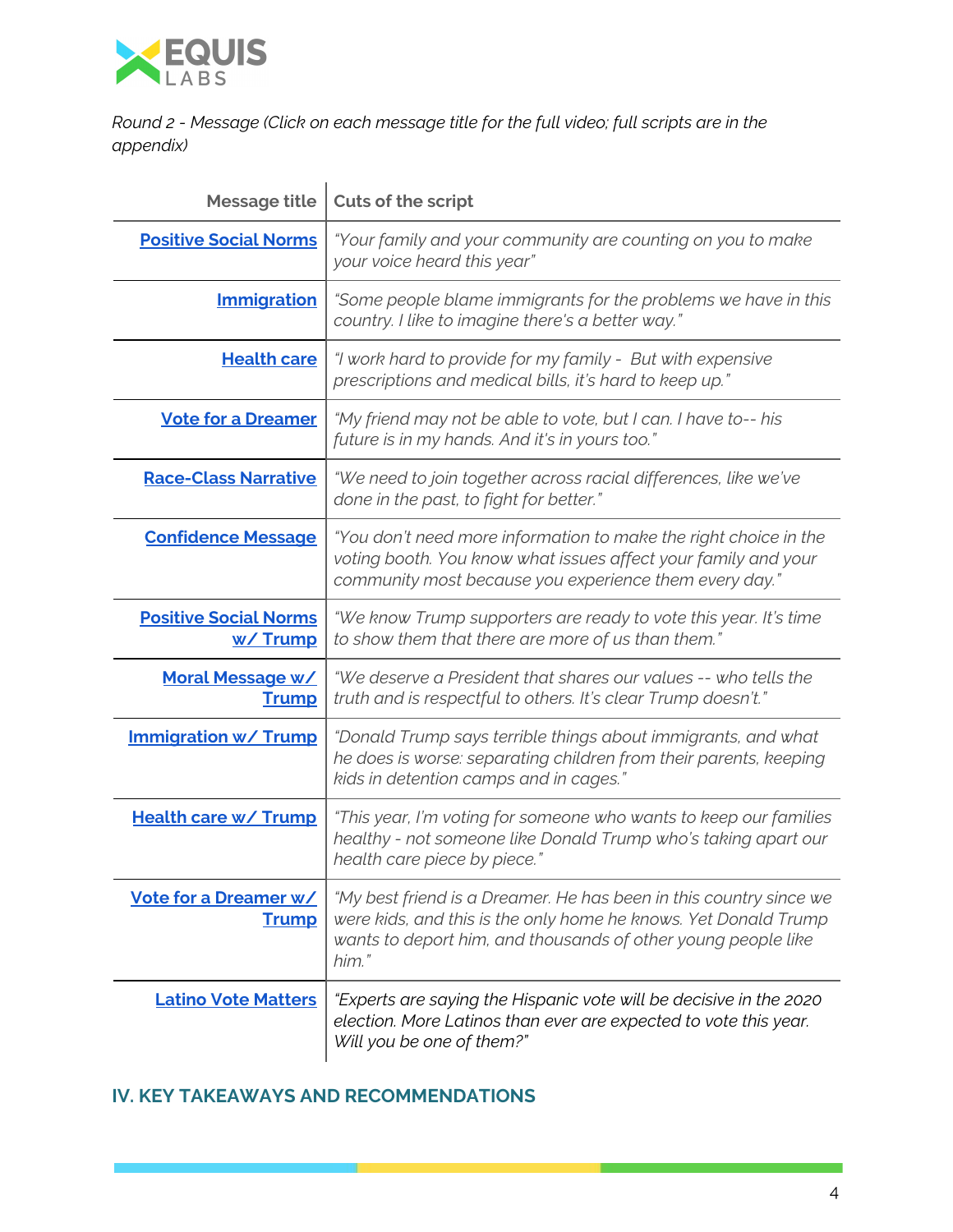*Round 2 - Message (Click on each message title for the full video; full scripts are in the appendix)*

| Message title | Cuts of the script |
|---|---|
| **Positive Social Norms** | *"Your family and your community are counting on you to make your voice heard this year"* |
| **Immigration** | *"Some people blame immigrants for the problems we have in this country. I like to imagine there's a better way."* |
| **Health care** | *"I work hard to provide for my family - But with expensive prescriptions and medical bills, it's hard to keep up."* |
| **Vote for a Dreamer** | *"My friend may not be able to vote, but I can. I have to-- his future is in my hands. And it's in yours too."* |
| **Race-Class Narrative** | *"We need to join together across racial differences, like we've done in the past, to fight for better."* |
| **Confidence Message** | *"You don't need more information to make the right choice in the voting booth. You know what issues affect your family and your community most because you experience them every day."* |
| **Positive Social Norms w/ Trump** | *"We know Trump supporters are ready to vote this year. It's time to show them that there are more of us than them."* |
| **Moral Message w/ Trump** | *"We deserve a President that shares our values -- who tells the truth and is respectful to others. It's clear Trump doesn't."* |
| **Immigration w/ Trump** | *"Donald Trump says terrible things about immigrants, and what he does is worse: separating children from their parents, keeping kids in detention camps and in cages."* |
| **Health care w/ Trump** | *"This year, I'm voting for someone who wants to keep our families healthy - not someone like Donald Trump who's taking apart our health care piece by piece."* |
| **Vote for a Dreamer w/ Trump** | *"My best friend is a Dreamer. He has been in this country since we were kids, and this is the only home he knows. Yet Donald Trump wants to deport him, and thousands of other young people like him."* |
| **Latino Vote Matters** | *"Experts are saying the Hispanic vote will be decisive in the 2020 election. More Latinos than ever are expected to vote this year. Will you be one of them?"* |

## IV. KEY TAKEAWAYS AND RECOMMENDATIONS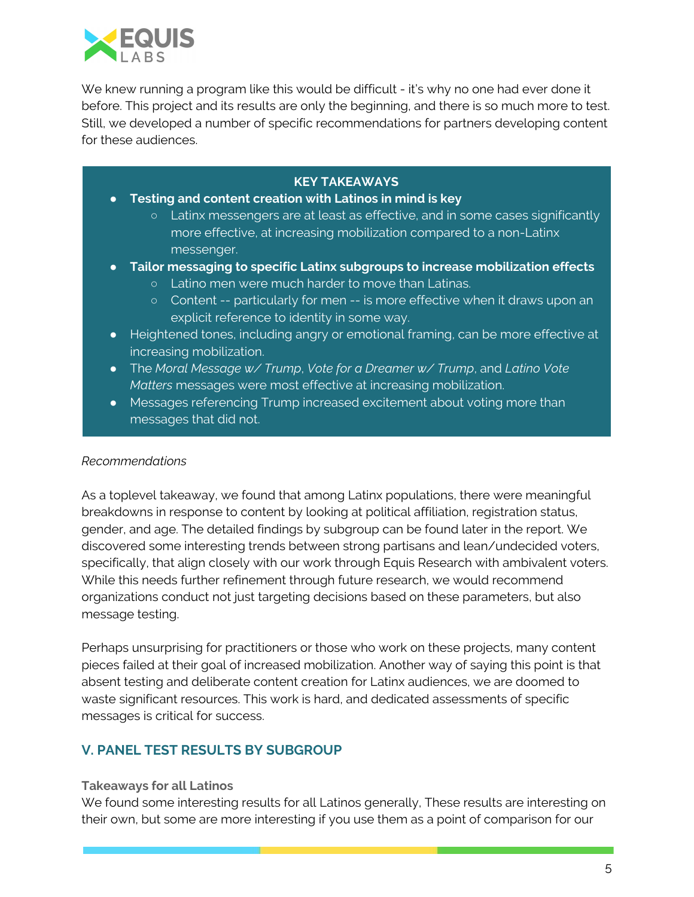We knew running a program like this would be difficult - it's why no one had ever done it before. This project and its results are only the beginning, and there is so much more to test. Still, we developed a number of specific recommendations for partners developing content for these audiences.

**KEY TAKEAWAYS**

- **Testing and content creation with Latinos in mind is key**
  - Latinx messengers are at least as effective, and in some cases significantly more effective, at increasing mobilization compared to a non-Latinx messenger.
- **Tailor messaging to specific Latinx subgroups to increase mobilization effects**
  - Latino men were much harder to move than Latinas.
  - Content -- particularly for men -- is more effective when it draws upon an explicit reference to identity in some way.
- Heightened tones, including angry or emotional framing, can be more effective at increasing mobilization.
- The *Moral Message w/ Trump*, *Vote for a Dreamer w/ Trump*, and *Latino Vote Matters* messages were most effective at increasing mobilization.
- Messages referencing Trump increased excitement about voting more than messages that did not.

*Recommendations*

As a toplevel takeaway, we found that among Latinx populations, there were meaningful breakdowns in response to content by looking at political affiliation, registration status, gender, and age. The detailed findings by subgroup can be found later in the report. We discovered some interesting trends between strong partisans and lean/undecided voters, specifically, that align closely with our work through Equis Research with ambivalent voters. While this needs further refinement through future research, we would recommend organizations conduct not just targeting decisions based on these parameters, but also message testing.

Perhaps unsurprising for practitioners or those who work on these projects, many content pieces failed at their goal of increased mobilization. Another way of saying this point is that absent testing and deliberate content creation for Latinx audiences, we are doomed to waste significant resources. This work is hard, and dedicated assessments of specific messages is critical for success.

## V. PANEL TEST RESULTS BY SUBGROUP

**Takeaways for all Latinos**

We found some interesting results for all Latinos generally, These results are interesting on their own, but some are more interesting if you use them as a point of comparison for our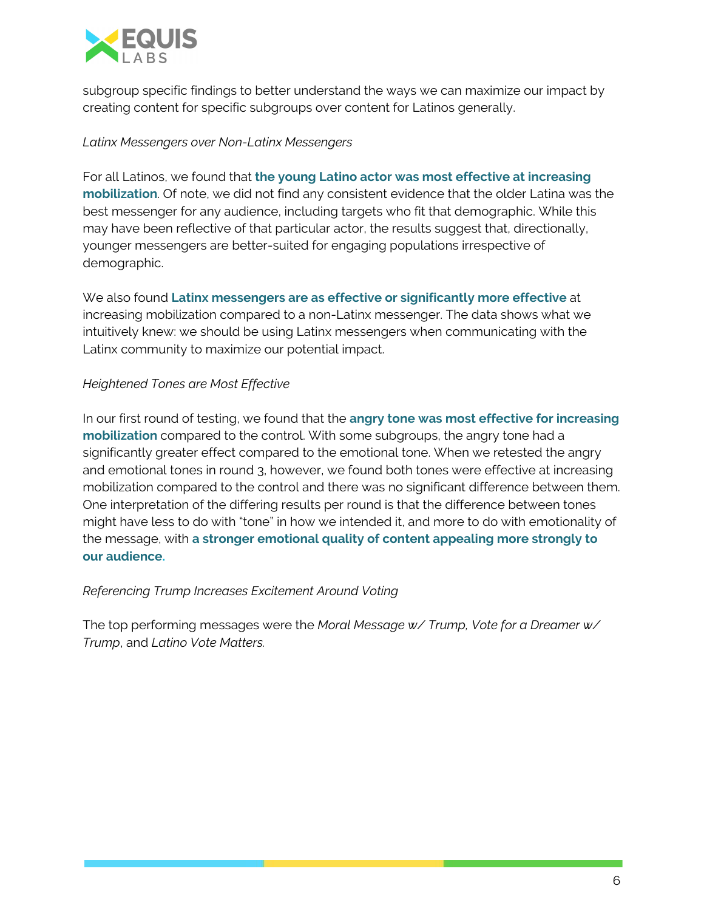subgroup specific findings to better understand the ways we can maximize our impact by creating content for specific subgroups over content for Latinos generally.

*Latinx Messengers over Non-Latinx Messengers*

For all Latinos, we found that **the young Latino actor was most effective at increasing mobilization**. Of note, we did not find any consistent evidence that the older Latina was the best messenger for any audience, including targets who fit that demographic. While this may have been reflective of that particular actor, the results suggest that, directionally, younger messengers are better-suited for engaging populations irrespective of demographic.

We also found **Latinx messengers are as effective or significantly more effective** at increasing mobilization compared to a non-Latinx messenger. The data shows what we intuitively knew: we should be using Latinx messengers when communicating with the Latinx community to maximize our potential impact.

*Heightened Tones are Most Effective*

In our first round of testing, we found that the **angry tone was most effective for increasing mobilization** compared to the control. With some subgroups, the angry tone had a significantly greater effect compared to the emotional tone. When we retested the angry and emotional tones in round 3, however, we found both tones were effective at increasing mobilization compared to the control and there was no significant difference between them. One interpretation of the differing results per round is that the difference between tones might have less to do with "tone" in how we intended it, and more to do with emotionality of the message, with **a stronger emotional quality of content appealing more strongly to our audience.**

*Referencing Trump Increases Excitement Around Voting*

The top performing messages were the *Moral Message w/ Trump*, *Vote for a Dreamer w/ Trump*, and *Latino Vote Matters.*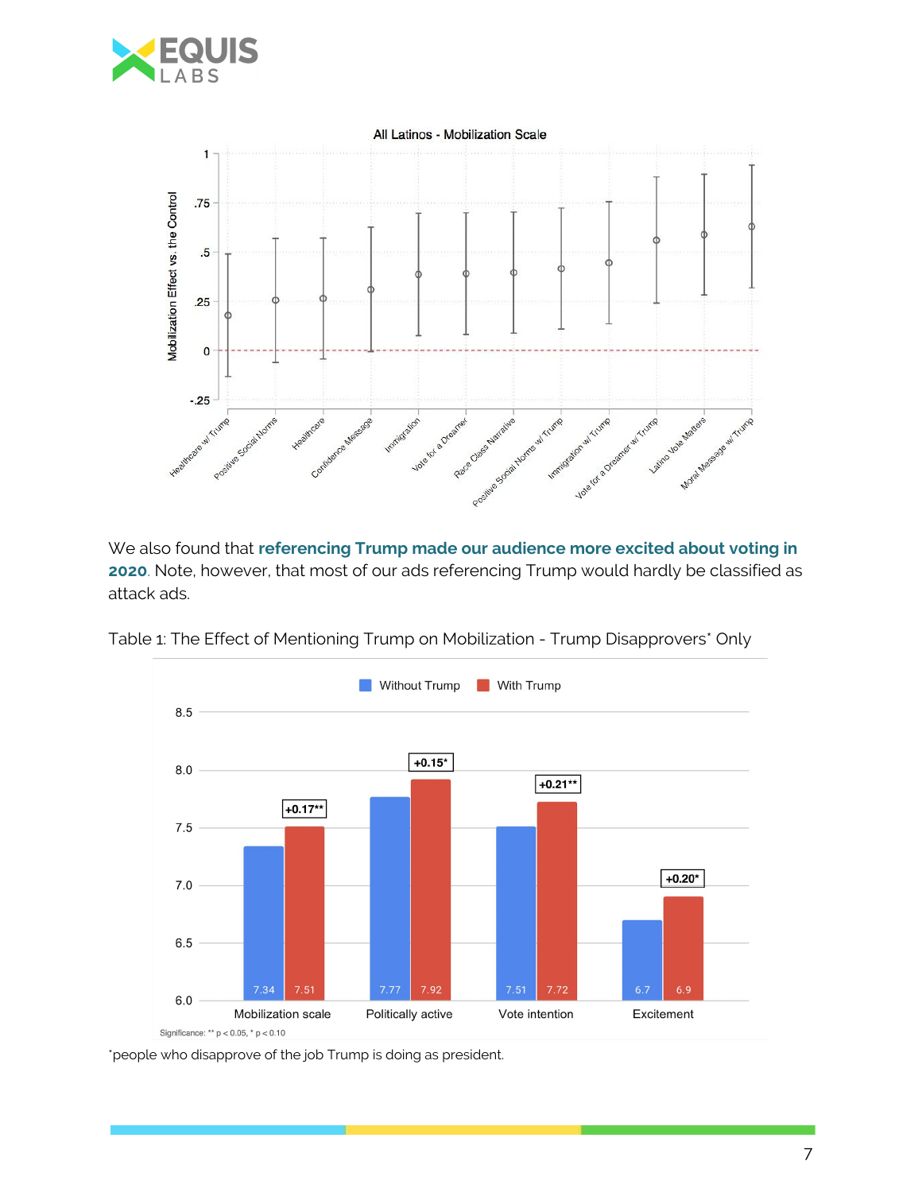We also found that **referencing Trump made our audience more excited about voting in 2020**. Note, however, that most of our ads referencing Trump would hardly be classified as attack ads.

Table 1: The Effect of Mentioning Trump on Mobilization - Trump Disapprovers* Only

| | Without Trump | With Trump | Difference |
|---|---|---|---|
| Mobilization scale | 7.34 | 7.51 | +0.17** |
| Politically active | 7.77 | 7.92 | +0.15* |
| Vote intention | 7.51 | 7.72 | +0.21** |
| Excitement | 6.7 | 6.9 | +0.20* |

Significance: ** $p < 0.05$, * $p < 0.10$

*people who disapprove of the job Trump is doing as president.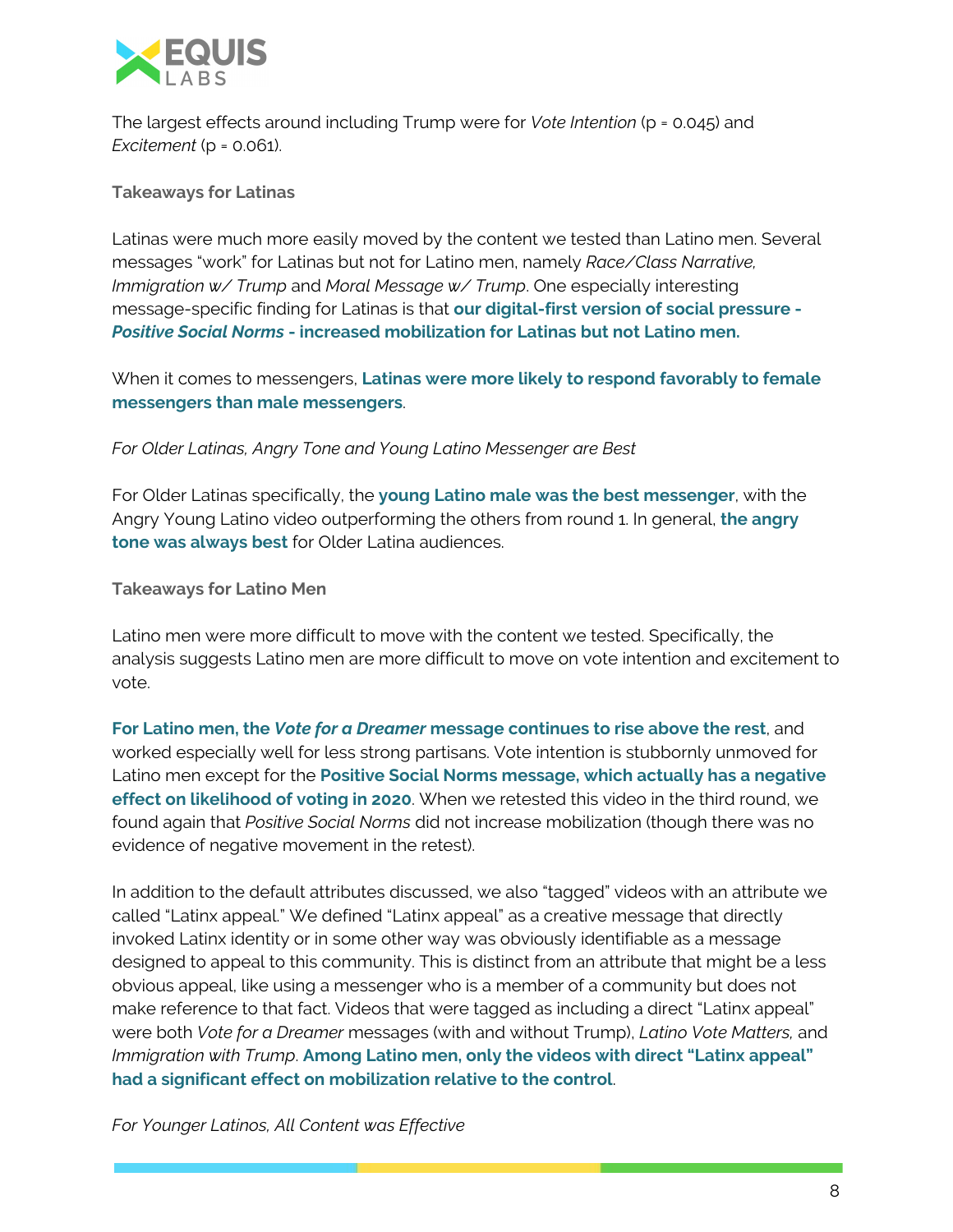The largest effects around including Trump were for *Vote Intention* ($p = 0.045$) and *Excitement* ($p = 0.061$).

### Takeaways for Latinas

Latinas were much more easily moved by the content we tested than Latino men. Several messages "work" for Latinas but not for Latino men, namely *Race/Class Narrative, Immigration w/ Trump* and *Moral Message w/ Trump*. One especially interesting message-specific finding for Latinas is that **our digital-first version of social pressure - *Positive Social Norms* - increased mobilization for Latinas but not Latino men.**

When it comes to messengers, **Latinas were more likely to respond favorably to female messengers than male messengers**.

*For Older Latinas, Angry Tone and Young Latino Messenger are Best*

For Older Latinas specifically, the **young Latino male was the best messenger**, with the Angry Young Latino video outperforming the others from round 1. In general, **the angry tone was always best** for Older Latina audiences.

### Takeaways for Latino Men

Latino men were more difficult to move with the content we tested. Specifically, the analysis suggests Latino men are more difficult to move on vote intention and excitement to vote.

**For Latino men, the *Vote for a Dreamer* message continues to rise above the rest**, and worked especially well for less strong partisans. Vote intention is stubbornly unmoved for Latino men except for the **Positive Social Norms message, which actually has a negative effect on likelihood of voting in 2020**. When we retested this video in the third round, we found again that *Positive Social Norms* did not increase mobilization (though there was no evidence of negative movement in the retest).

In addition to the default attributes discussed, we also "tagged" videos with an attribute we called "Latinx appeal." We defined "Latinx appeal" as a creative message that directly invoked Latinx identity or in some other way was obviously identifiable as a message designed to appeal to this community. This is distinct from an attribute that might be a less obvious appeal, like using a messenger who is a member of a community but does not make reference to that fact. Videos that were tagged as including a direct "Latinx appeal" were both *Vote for a Dreamer* messages (with and without Trump), *Latino Vote Matters,* and *Immigration with Trump*. **Among Latino men, only the videos with direct "Latinx appeal" had a significant effect on mobilization relative to the control**.

*For Younger Latinos, All Content was Effective*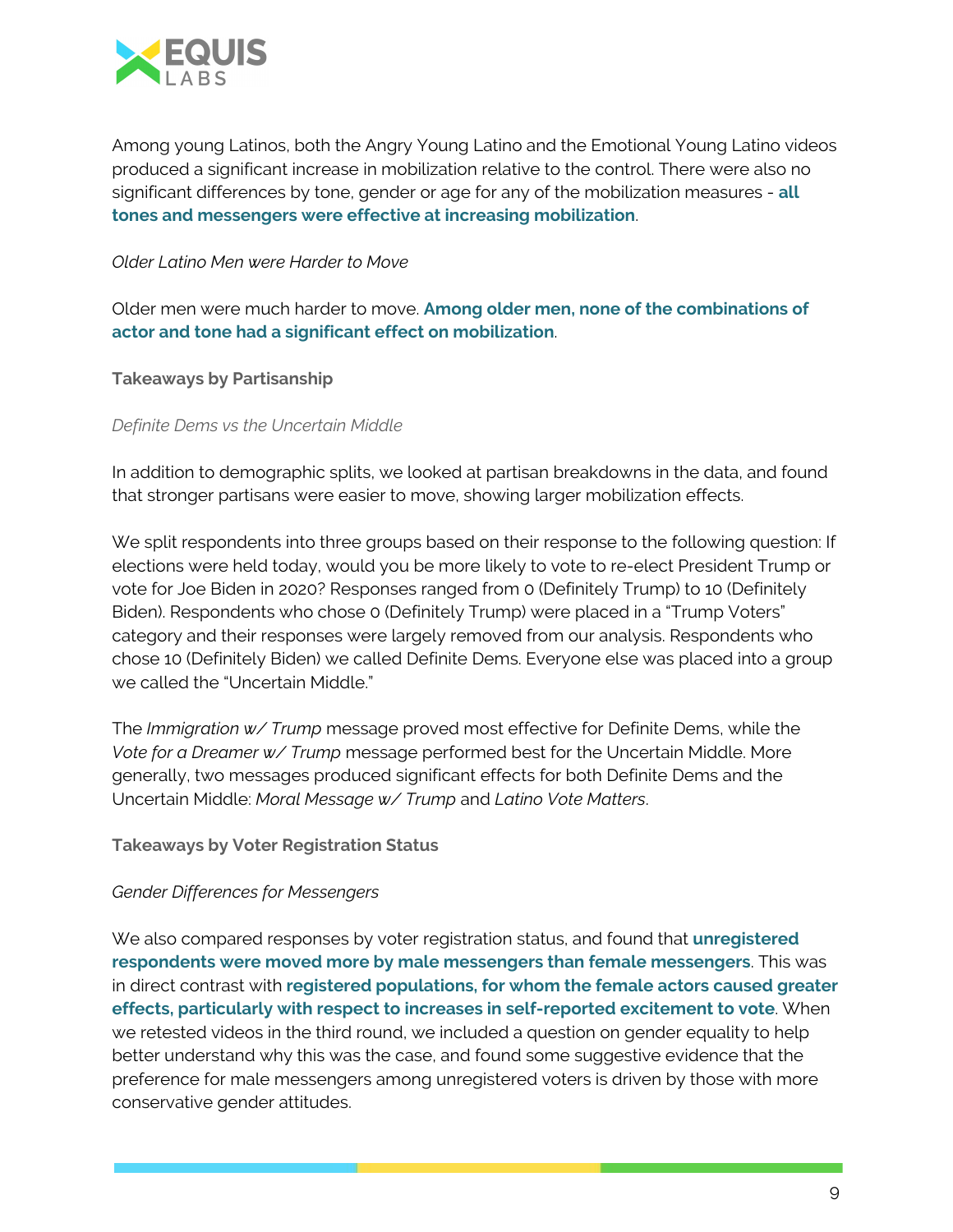Among young Latinos, both the Angry Young Latino and the Emotional Young Latino videos produced a significant increase in mobilization relative to the control. There were also no significant differences by tone, gender or age for any of the mobilization measures - **all tones and messengers were effective at increasing mobilization**.

*Older Latino Men were Harder to Move*

Older men were much harder to move. **Among older men, none of the combinations of actor and tone had a significant effect on mobilization**.

### Takeaways by Partisanship

*Definite Dems vs the Uncertain Middle*

In addition to demographic splits, we looked at partisan breakdowns in the data, and found that stronger partisans were easier to move, showing larger mobilization effects.

We split respondents into three groups based on their response to the following question: If elections were held today, would you be more likely to vote to re-elect President Trump or vote for Joe Biden in 2020? Responses ranged from 0 (Definitely Trump) to 10 (Definitely Biden). Respondents who chose 0 (Definitely Trump) were placed in a "Trump Voters" category and their responses were largely removed from our analysis. Respondents who chose 10 (Definitely Biden) we called Definite Dems. Everyone else was placed into a group we called the "Uncertain Middle."

The *Immigration w/ Trump* message proved most effective for Definite Dems, while the *Vote for a Dreamer w/ Trump* message performed best for the Uncertain Middle. More generally, two messages produced significant effects for both Definite Dems and the Uncertain Middle: *Moral Message w/ Trump* and *Latino Vote Matters*.

### Takeaways by Voter Registration Status

*Gender Differences for Messengers*

We also compared responses by voter registration status, and found that **unregistered respondents were moved more by male messengers than female messengers**. This was in direct contrast with **registered populations, for whom the female actors caused greater effects, particularly with respect to increases in self-reported excitement to vote**. When we retested videos in the third round, we included a question on gender equality to help better understand why this was the case, and found some suggestive evidence that the preference for male messengers among unregistered voters is driven by those with more conservative gender attitudes.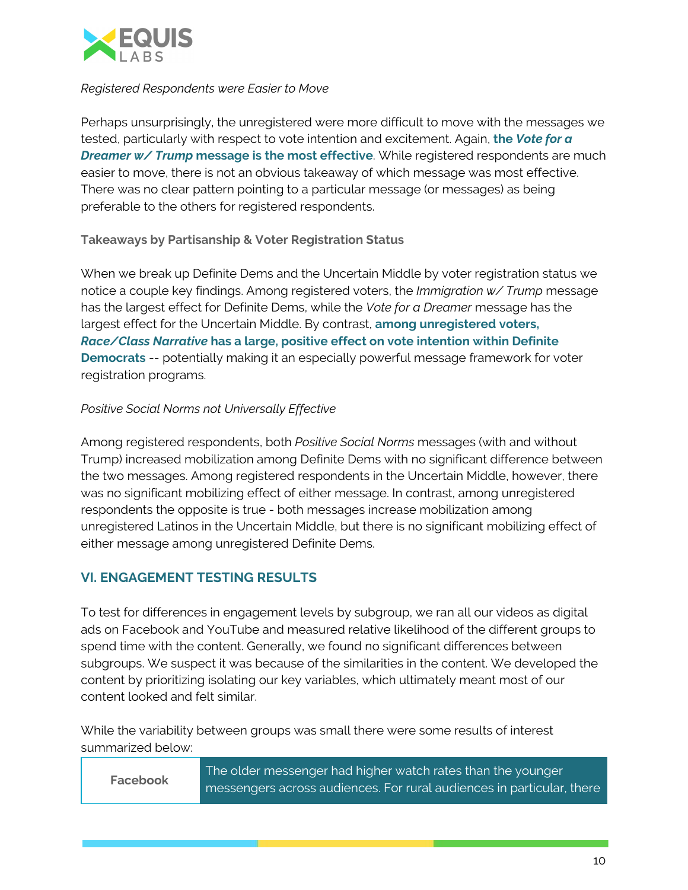*Registered Respondents were Easier to Move*

Perhaps unsurprisingly, the unregistered were more difficult to move with the messages we tested, particularly with respect to vote intention and excitement. Again, **the *Vote for a Dreamer w/ Trump* message is the most effective**. While registered respondents are much easier to move, there is not an obvious takeaway of which message was most effective. There was no clear pattern pointing to a particular message (or messages) as being preferable to the others for registered respondents.

**Takeaways by Partisanship & Voter Registration Status**

When we break up Definite Dems and the Uncertain Middle by voter registration status we notice a couple key findings. Among registered voters, the *Immigration w/ Trump* message has the largest effect for Definite Dems, while the *Vote for a Dreamer* message has the largest effect for the Uncertain Middle. By contrast, **among unregistered voters, *Race/Class Narrative* has a large, positive effect on vote intention within Definite Democrats** -- potentially making it an especially powerful message framework for voter registration programs.

*Positive Social Norms not Universally Effective*

Among registered respondents, both *Positive Social Norms* messages (with and without Trump) increased mobilization among Definite Dems with no significant difference between the two messages. Among registered respondents in the Uncertain Middle, however, there was no significant mobilizing effect of either message. In contrast, among unregistered respondents the opposite is true - both messages increase mobilization among unregistered Latinos in the Uncertain Middle, but there is no significant mobilizing effect of either message among unregistered Definite Dems.

## VI. ENGAGEMENT TESTING RESULTS

To test for differences in engagement levels by subgroup, we ran all our videos as digital ads on Facebook and YouTube and measured relative likelihood of the different groups to spend time with the content. Generally, we found no significant differences between subgroups. We suspect it was because of the similarities in the content. We developed the content by prioritizing isolating our key variables, which ultimately meant most of our content looked and felt similar.

While the variability between groups was small there were some results of interest summarized below:

| | |
|---|---|
| **Facebook** | The older messenger had higher watch rates than the younger messengers across audiences. For rural audiences in particular, there |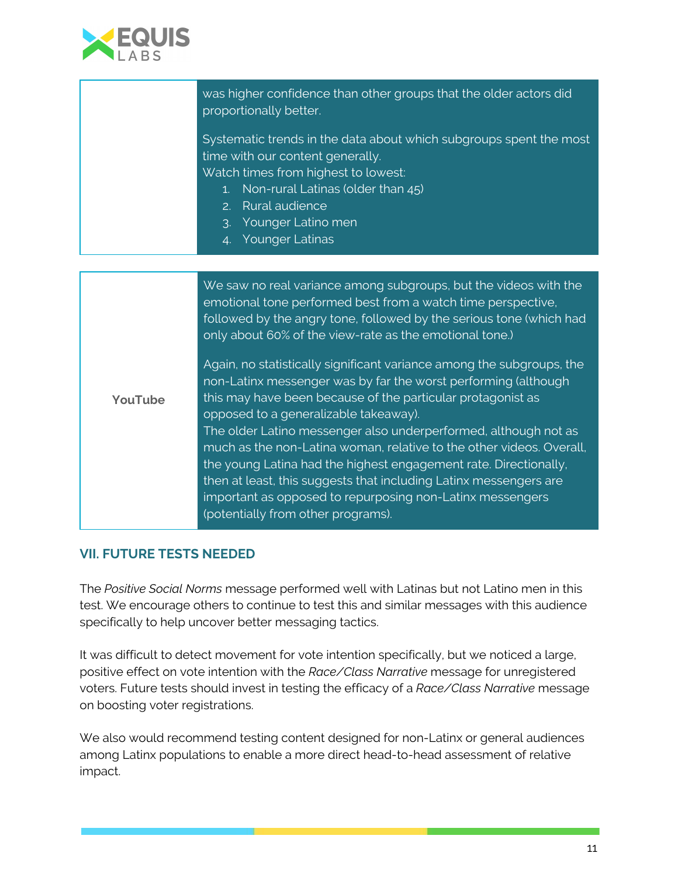| | |
|---|---|
| | was higher confidence than other groups that the older actors did proportionally better.<br><br>Systematic trends in the data about which subgroups spent the most time with our content generally.<br>Watch times from highest to lowest:<br>1. Non-rural Latinas (older than 45)<br>2. Rural audience<br>3. Younger Latino men<br>4. Younger Latinas |

| | |
|---|---|
| **YouTube** | We saw no real variance among subgroups, but the videos with the emotional tone performed best from a watch time perspective, followed by the angry tone, followed by the serious tone (which had only about 60% of the view-rate as the emotional tone.)<br><br>Again, no statistically significant variance among the subgroups, the non-Latinx messenger was by far the worst performing (although this may have been because of the particular protagonist as opposed to a generalizable takeaway).<br>The older Latino messenger also underperformed, although not as much as the non-Latina woman, relative to the other videos. Overall, the young Latina had the highest engagement rate. Directionally, then at least, this suggests that including Latinx messengers are important as opposed to repurposing non-Latinx messengers (potentially from other programs). |

## VII. FUTURE TESTS NEEDED

The *Positive Social Norms* message performed well with Latinas but not Latino men in this test. We encourage others to continue to test this and similar messages with this audience specifically to help uncover better messaging tactics.

It was difficult to detect movement for vote intention specifically, but we noticed a large, positive effect on vote intention with the *Race/Class Narrative* message for unregistered voters. Future tests should invest in testing the efficacy of a *Race/Class Narrative* message on boosting voter registrations.

We also would recommend testing content designed for non-Latinx or general audiences among Latinx populations to enable a more direct head-to-head assessment of relative impact.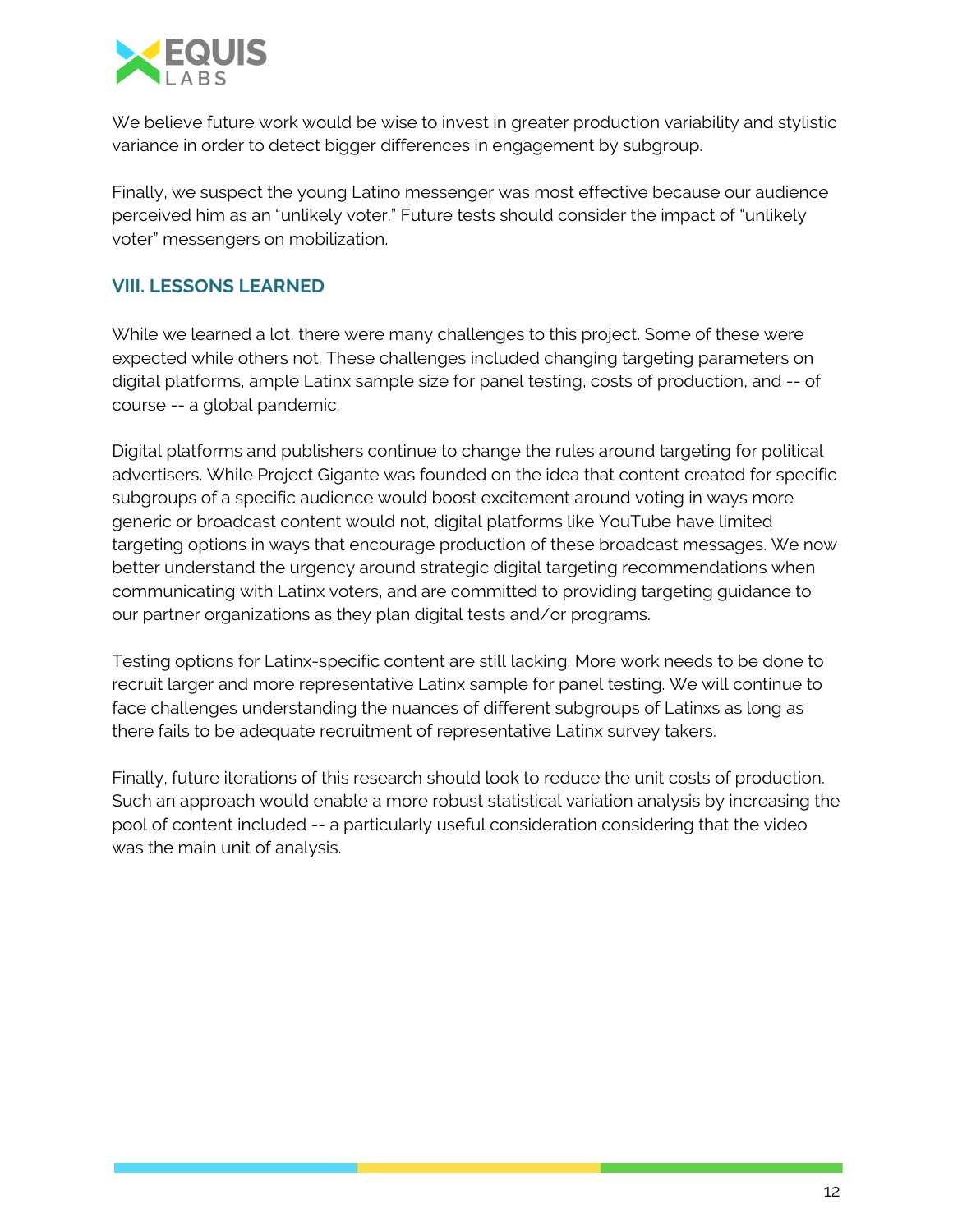We believe future work would be wise to invest in greater production variability and stylistic variance in order to detect bigger differences in engagement by subgroup.

Finally, we suspect the young Latino messenger was most effective because our audience perceived him as an "unlikely voter." Future tests should consider the impact of "unlikely voter" messengers on mobilization.

## VIII. LESSONS LEARNED

While we learned a lot, there were many challenges to this project. Some of these were expected while others not. These challenges included changing targeting parameters on digital platforms, ample Latinx sample size for panel testing, costs of production, and -- of course -- a global pandemic.

Digital platforms and publishers continue to change the rules around targeting for political advertisers. While Project Gigante was founded on the idea that content created for specific subgroups of a specific audience would boost excitement around voting in ways more generic or broadcast content would not, digital platforms like YouTube have limited targeting options in ways that encourage production of these broadcast messages. We now better understand the urgency around strategic digital targeting recommendations when communicating with Latinx voters, and are committed to providing targeting guidance to our partner organizations as they plan digital tests and/or programs.

Testing options for Latinx-specific content are still lacking. More work needs to be done to recruit larger and more representative Latinx sample for panel testing. We will continue to face challenges understanding the nuances of different subgroups of Latinxs as long as there fails to be adequate recruitment of representative Latinx survey takers.

Finally, future iterations of this research should look to reduce the unit costs of production. Such an approach would enable a more robust statistical variation analysis by increasing the pool of content included -- a particularly useful consideration considering that the video was the main unit of analysis.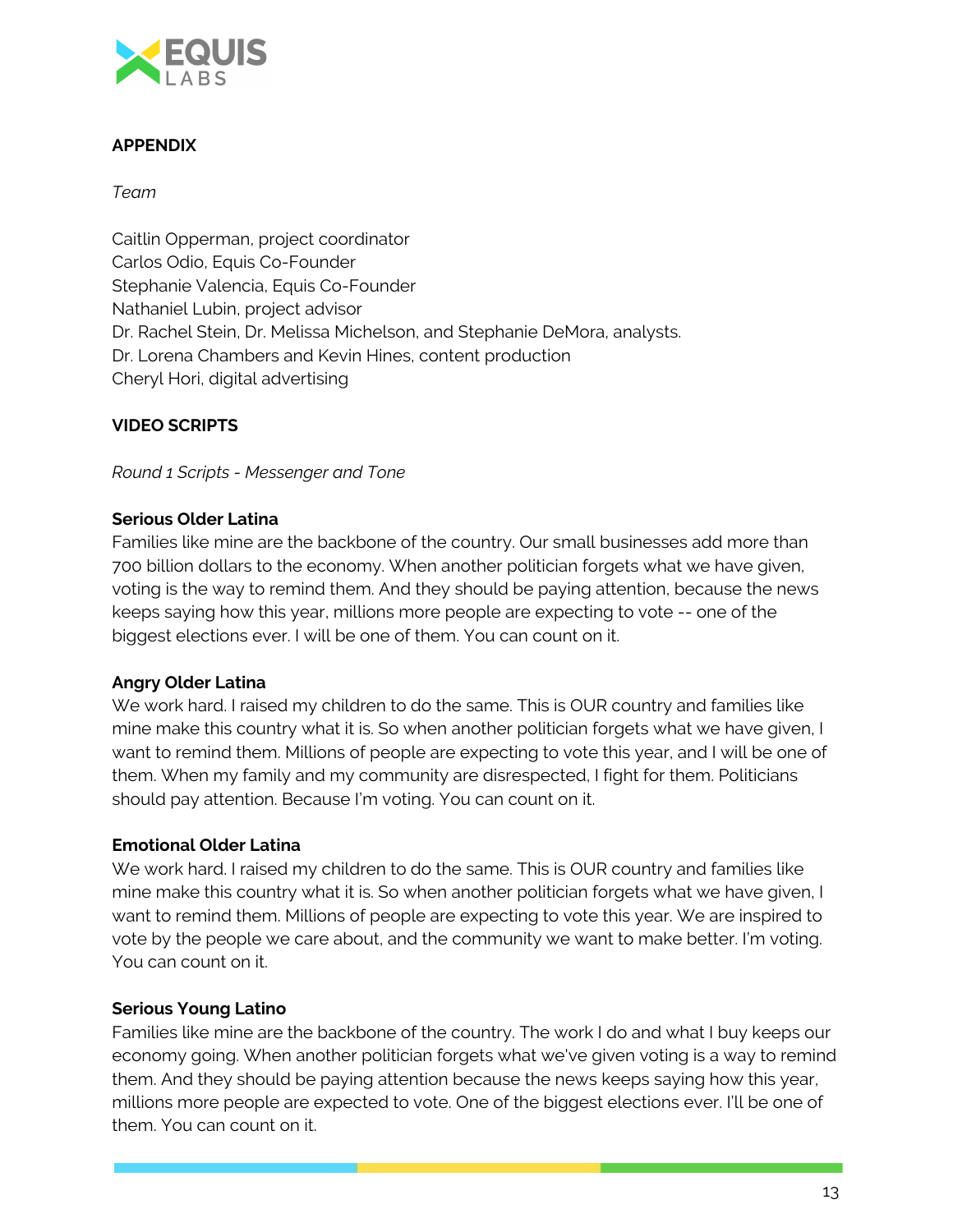## APPENDIX

*Team*

Caitlin Opperman, project coordinator
Carlos Odio, Equis Co-Founder
Stephanie Valencia, Equis Co-Founder
Nathaniel Lubin, project advisor
Dr. Rachel Stein, Dr. Melissa Michelson, and Stephanie DeMora, analysts.
Dr. Lorena Chambers and Kevin Hines, content production
Cheryl Hori, digital advertising

## VIDEO SCRIPTS

*Round 1 Scripts - Messenger and Tone*

**Serious Older Latina**
Families like mine are the backbone of the country. Our small businesses add more than 700 billion dollars to the economy. When another politician forgets what we have given, voting is the way to remind them. And they should be paying attention, because the news keeps saying how this year, millions more people are expecting to vote -- one of the biggest elections ever. I will be one of them. You can count on it.

**Angry Older Latina**
We work hard. I raised my children to do the same. This is OUR country and families like mine make this country what it is. So when another politician forgets what we have given, I want to remind them. Millions of people are expecting to vote this year, and I will be one of them. When my family and my community are disrespected, I fight for them. Politicians should pay attention. Because I'm voting. You can count on it.

**Emotional Older Latina**
We work hard. I raised my children to do the same. This is OUR country and families like mine make this country what it is. So when another politician forgets what we have given, I want to remind them. Millions of people are expecting to vote this year. We are inspired to vote by the people we care about, and the community we want to make better. I'm voting. You can count on it.

**Serious Young Latino**
Families like mine are the backbone of the country. The work I do and what I buy keeps our economy going. When another politician forgets what we've given voting is a way to remind them. And they should be paying attention because the news keeps saying how this year, millions more people are expected to vote. One of the biggest elections ever. I'll be one of them. You can count on it.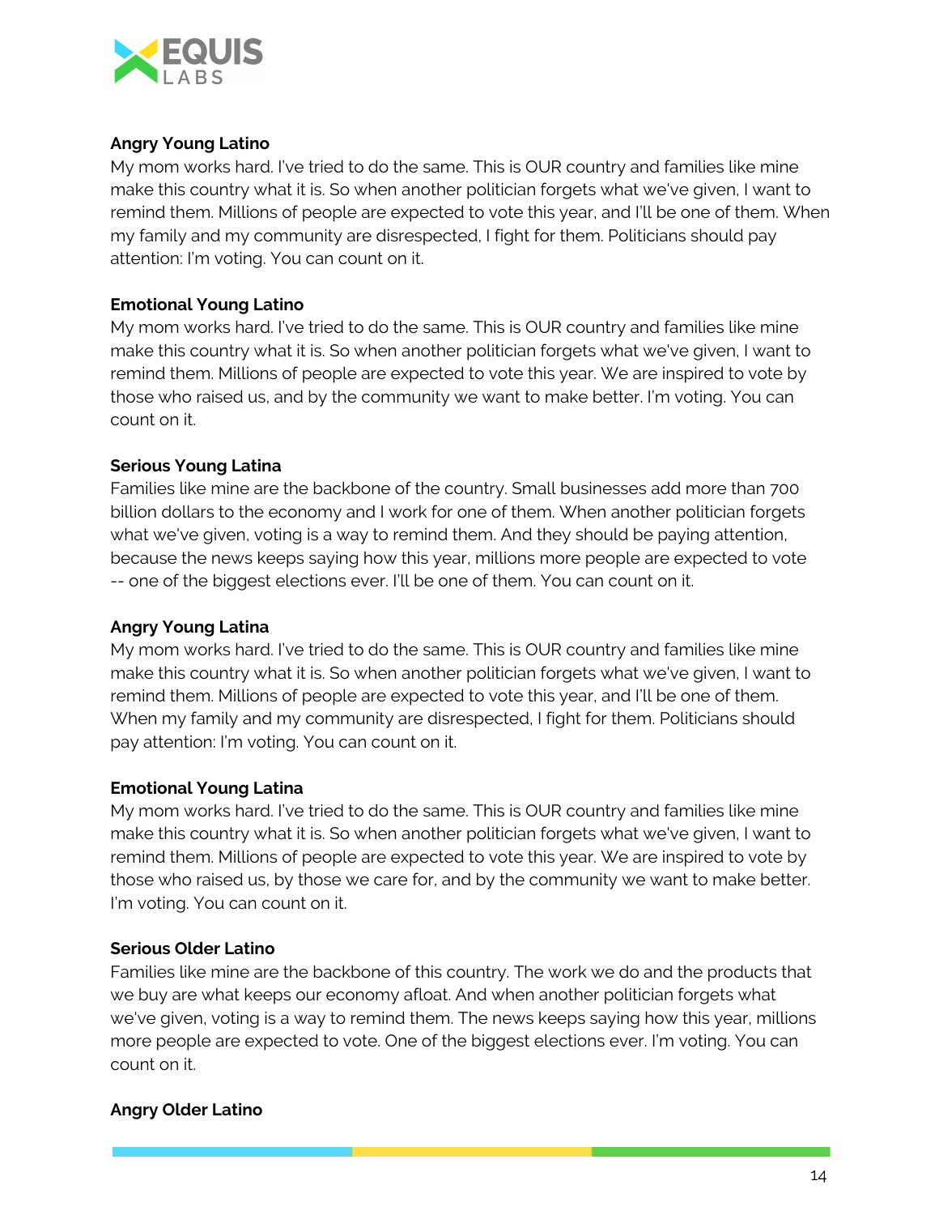**Angry Young Latino**

My mom works hard. I've tried to do the same. This is OUR country and families like mine make this country what it is. So when another politician forgets what we've given, I want to remind them. Millions of people are expected to vote this year, and I'll be one of them. When my family and my community are disrespected, I fight for them. Politicians should pay attention: I'm voting. You can count on it.

**Emotional Young Latino**

My mom works hard. I've tried to do the same. This is OUR country and families like mine make this country what it is. So when another politician forgets what we've given, I want to remind them. Millions of people are expected to vote this year. We are inspired to vote by those who raised us, and by the community we want to make better. I'm voting. You can count on it.

**Serious Young Latina**

Families like mine are the backbone of the country. Small businesses add more than 700 billion dollars to the economy and I work for one of them. When another politician forgets what we've given, voting is a way to remind them. And they should be paying attention, because the news keeps saying how this year, millions more people are expected to vote -- one of the biggest elections ever. I'll be one of them. You can count on it.

**Angry Young Latina**

My mom works hard. I've tried to do the same. This is OUR country and families like mine make this country what it is. So when another politician forgets what we've given, I want to remind them. Millions of people are expected to vote this year, and I'll be one of them. When my family and my community are disrespected, I fight for them. Politicians should pay attention: I'm voting. You can count on it.

**Emotional Young Latina**

My mom works hard. I've tried to do the same. This is OUR country and families like mine make this country what it is. So when another politician forgets what we've given, I want to remind them. Millions of people are expected to vote this year. We are inspired to vote by those who raised us, by those we care for, and by the community we want to make better. I'm voting. You can count on it.

**Serious Older Latino**

Families like mine are the backbone of this country. The work we do and the products that we buy are what keeps our economy afloat. And when another politician forgets what we've given, voting is a way to remind them. The news keeps saying how this year, millions more people are expected to vote. One of the biggest elections ever. I'm voting. You can count on it.

**Angry Older Latino**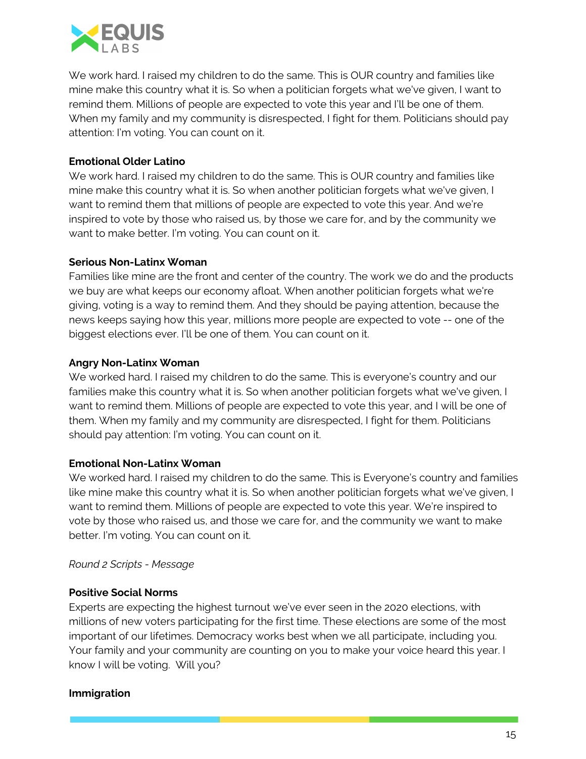We work hard. I raised my children to do the same. This is OUR country and families like mine make this country what it is. So when a politician forgets what we've given, I want to remind them. Millions of people are expected to vote this year and I'll be one of them. When my family and my community is disrespected, I fight for them. Politicians should pay attention: I'm voting. You can count on it.

**Emotional Older Latino**
We work hard. I raised my children to do the same. This is OUR country and families like mine make this country what it is. So when another politician forgets what we've given, I want to remind them that millions of people are expected to vote this year. And we're inspired to vote by those who raised us, by those we care for, and by the community we want to make better. I'm voting. You can count on it.

**Serious Non-Latinx Woman**
Families like mine are the front and center of the country. The work we do and the products we buy are what keeps our economy afloat. When another politician forgets what we're giving, voting is a way to remind them. And they should be paying attention, because the news keeps saying how this year, millions more people are expected to vote -- one of the biggest elections ever. I'll be one of them. You can count on it.

**Angry Non-Latinx Woman**
We worked hard. I raised my children to do the same. This is everyone's country and our families make this country what it is. So when another politician forgets what we've given, I want to remind them. Millions of people are expected to vote this year, and I will be one of them. When my family and my community are disrespected, I fight for them. Politicians should pay attention: I'm voting. You can count on it.

**Emotional Non-Latinx Woman**
We worked hard. I raised my children to do the same. This is Everyone's country and families like mine make this country what it is. So when another politician forgets what we've given, I want to remind them. Millions of people are expected to vote this year. We're inspired to vote by those who raised us, and those we care for, and the community we want to make better. I'm voting. You can count on it.

*Round 2 Scripts - Message*

**Positive Social Norms**
Experts are expecting the highest turnout we've ever seen in the 2020 elections, with millions of new voters participating for the first time. These elections are some of the most important of our lifetimes. Democracy works best when we all participate, including you. Your family and your community are counting on you to make your voice heard this year. I know I will be voting. Will you?

**Immigration**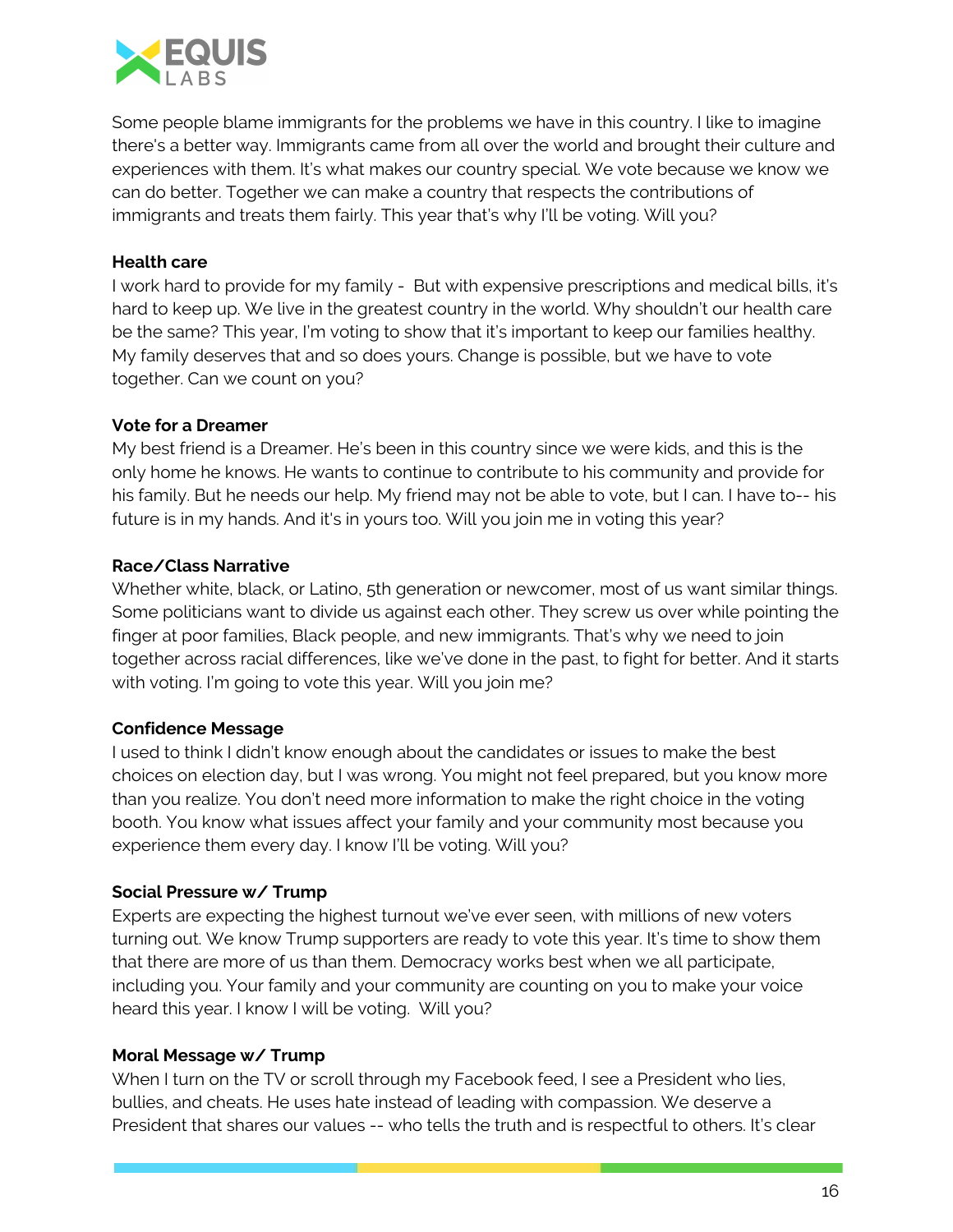Some people blame immigrants for the problems we have in this country. I like to imagine there's a better way. Immigrants came from all over the world and brought their culture and experiences with them. It's what makes our country special. We vote because we know we can do better. Together we can make a country that respects the contributions of immigrants and treats them fairly. This year that's why I'll be voting. Will you?

**Health care**
I work hard to provide for my family - But with expensive prescriptions and medical bills, it's hard to keep up. We live in the greatest country in the world. Why shouldn't our health care be the same? This year, I'm voting to show that it's important to keep our families healthy. My family deserves that and so does yours. Change is possible, but we have to vote together. Can we count on you?

**Vote for a Dreamer**
My best friend is a Dreamer. He's been in this country since we were kids, and this is the only home he knows. He wants to continue to contribute to his community and provide for his family. But he needs our help. My friend may not be able to vote, but I can. I have to-- his future is in my hands. And it's in yours too. Will you join me in voting this year?

**Race/Class Narrative**
Whether white, black, or Latino, 5th generation or newcomer, most of us want similar things. Some politicians want to divide us against each other. They screw us over while pointing the finger at poor families, Black people, and new immigrants. That's why we need to join together across racial differences, like we've done in the past, to fight for better. And it starts with voting. I'm going to vote this year. Will you join me?

**Confidence Message**
I used to think I didn't know enough about the candidates or issues to make the best choices on election day, but I was wrong. You might not feel prepared, but you know more than you realize. You don't need more information to make the right choice in the voting booth. You know what issues affect your family and your community most because you experience them every day. I know I'll be voting. Will you?

**Social Pressure w/ Trump**
Experts are expecting the highest turnout we've ever seen, with millions of new voters turning out. We know Trump supporters are ready to vote this year. It's time to show them that there are more of us than them. Democracy works best when we all participate, including you. Your family and your community are counting on you to make your voice heard this year. I know I will be voting. Will you?

**Moral Message w/ Trump**
When I turn on the TV or scroll through my Facebook feed, I see a President who lies, bullies, and cheats. He uses hate instead of leading with compassion. We deserve a President that shares our values -- who tells the truth and is respectful to others. It's clear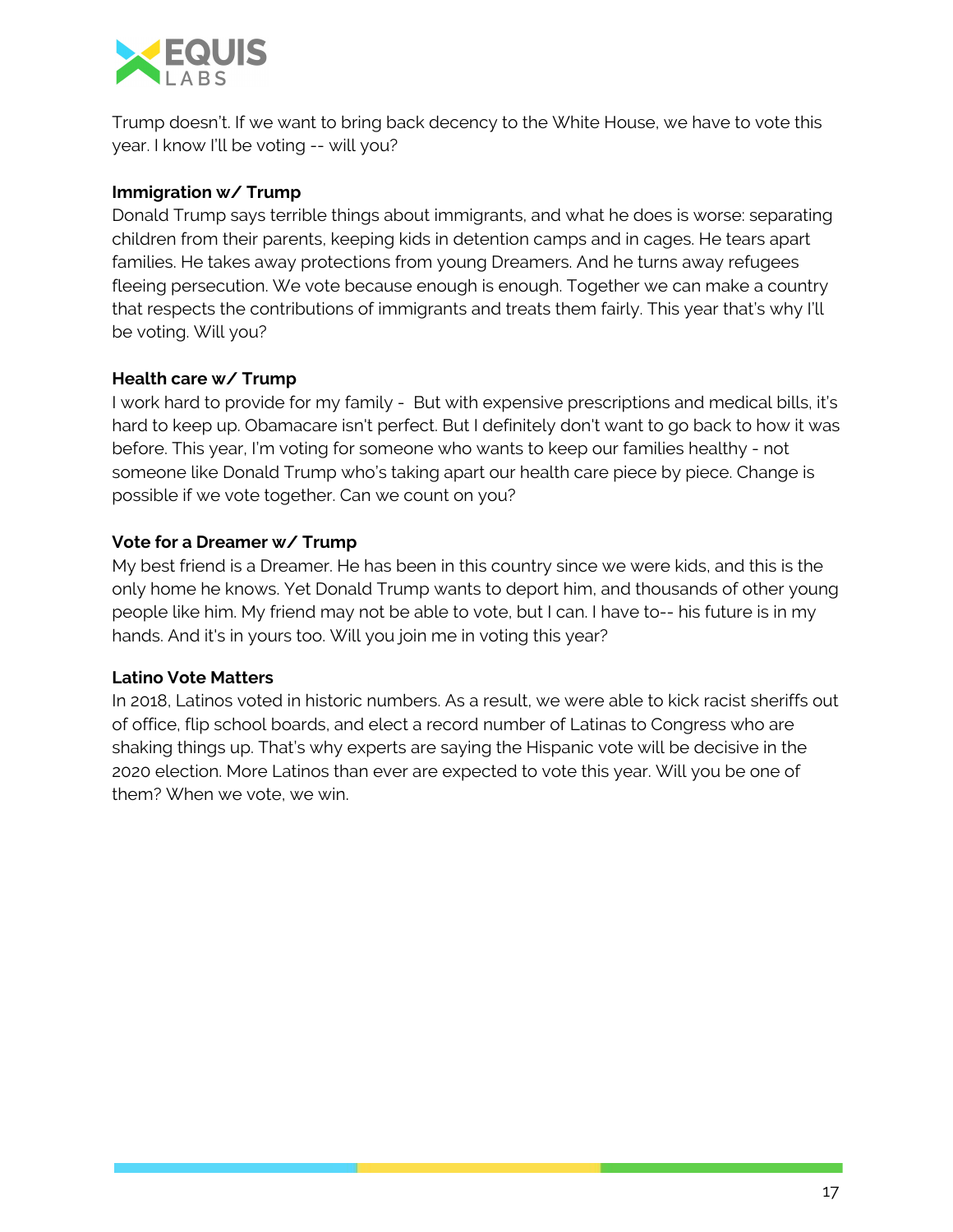Trump doesn't. If we want to bring back decency to the White House, we have to vote this year. I know I'll be voting -- will you?

**Immigration w/ Trump**

Donald Trump says terrible things about immigrants, and what he does is worse: separating children from their parents, keeping kids in detention camps and in cages. He tears apart families. He takes away protections from young Dreamers. And he turns away refugees fleeing persecution. We vote because enough is enough. Together we can make a country that respects the contributions of immigrants and treats them fairly. This year that's why I'll be voting. Will you?

**Health care w/ Trump**

I work hard to provide for my family -  But with expensive prescriptions and medical bills, it's hard to keep up. Obamacare isn't perfect. But I definitely don't want to go back to how it was before. This year, I'm voting for someone who wants to keep our families healthy - not someone like Donald Trump who's taking apart our health care piece by piece. Change is possible if we vote together. Can we count on you?

**Vote for a Dreamer w/ Trump**

My best friend is a Dreamer. He has been in this country since we were kids, and this is the only home he knows. Yet Donald Trump wants to deport him, and thousands of other young people like him. My friend may not be able to vote, but I can. I have to-- his future is in my hands. And it's in yours too. Will you join me in voting this year?

**Latino Vote Matters**

In 2018, Latinos voted in historic numbers. As a result, we were able to kick racist sheriffs out of office, flip school boards, and elect a record number of Latinas to Congress who are shaking things up. That's why experts are saying the Hispanic vote will be decisive in the 2020 election. More Latinos than ever are expected to vote this year. Will you be one of them? When we vote, we win.